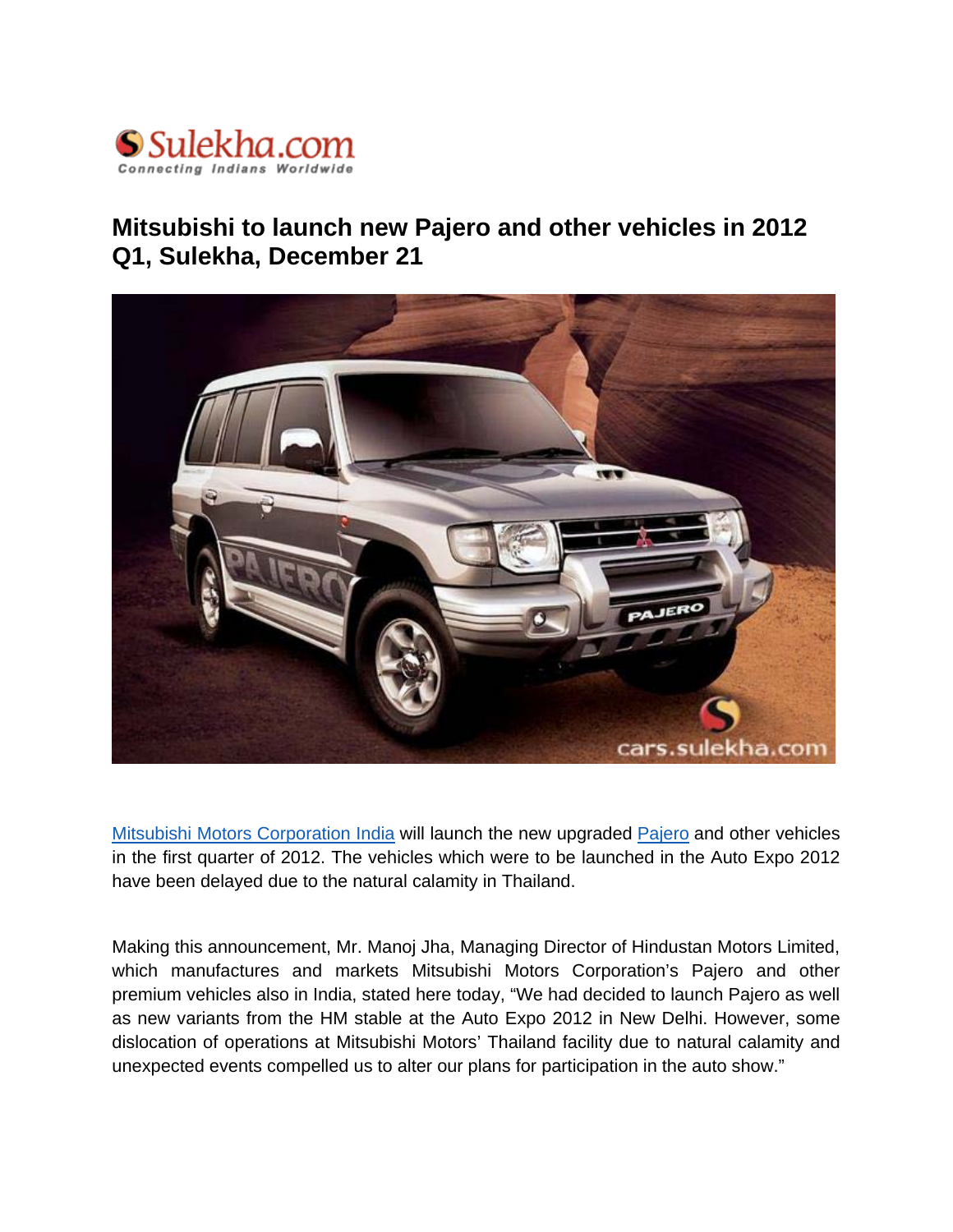Sulekha.com
Connecting Indians Worldwide

# Mitsubishi to launch new Pajero and other vehicles in 2012 Q1, Sulekha, December 21

[Mitsubishi Motors Corporation India](#) will launch the new upgraded [Pajero](#) and other vehicles in the first quarter of 2012. The vehicles which were to be launched in the Auto Expo 2012 have been delayed due to the natural calamity in Thailand.

Making this announcement, Mr. Manoj Jha, Managing Director of Hindustan Motors Limited, which manufactures and markets Mitsubishi Motors Corporation's Pajero and other premium vehicles also in India, stated here today, "We had decided to launch Pajero as well as new variants from the HM stable at the Auto Expo 2012 in New Delhi. However, some dislocation of operations at Mitsubishi Motors' Thailand facility due to natural calamity and unexpected events compelled us to alter our plans for participation in the auto show."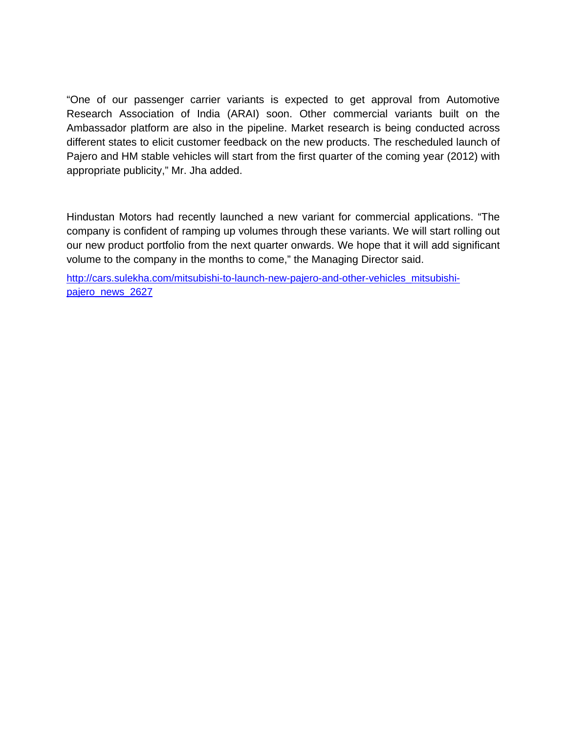"One of our passenger carrier variants is expected to get approval from Automotive Research Association of India (ARAI) soon. Other commercial variants built on the Ambassador platform are also in the pipeline. Market research is being conducted across different states to elicit customer feedback on the new products. The rescheduled launch of Pajero and HM stable vehicles will start from the first quarter of the coming year (2012) with appropriate publicity," Mr. Jha added.

Hindustan Motors had recently launched a new variant for commercial applications. "The company is confident of ramping up volumes through these variants. We will start rolling out our new product portfolio from the next quarter onwards. We hope that it will add significant volume to the company in the months to come," the Managing Director said.

http://cars.sulekha.com/mitsubishi-to-launch-new-pajero-and-other-vehicles_mitsubishi-pajero_news_2627